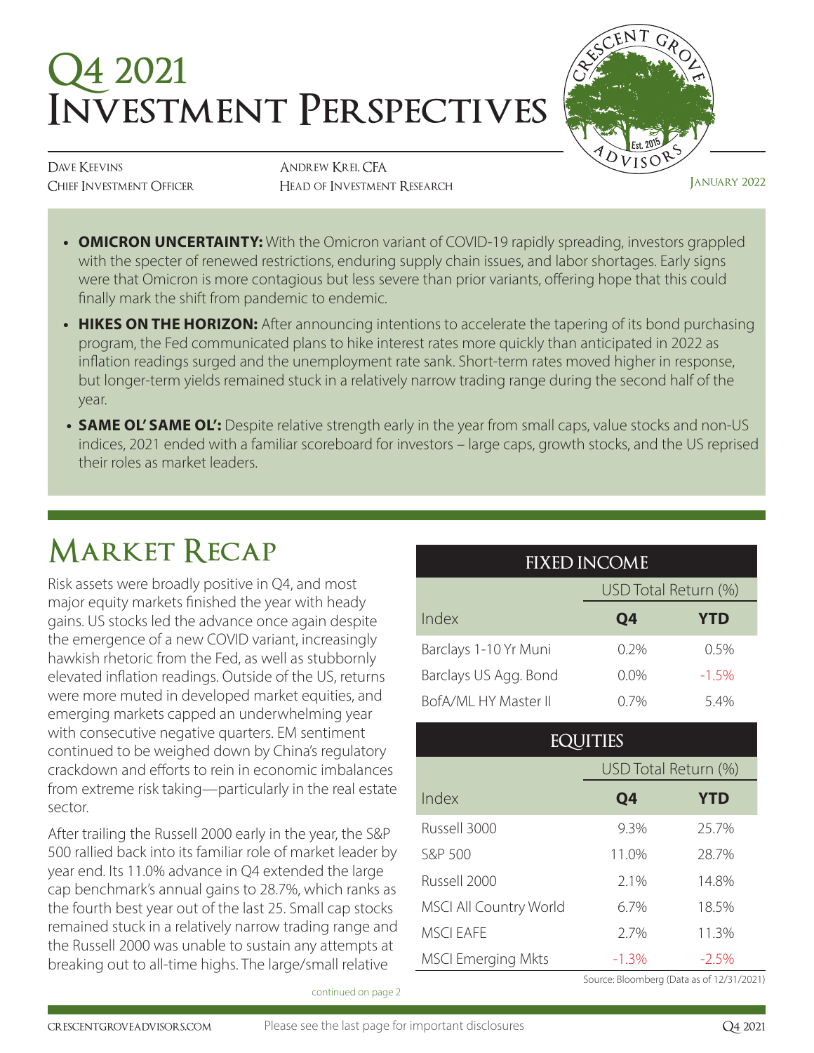# Q4 2021 Investment Perspectives

Dave Keevins
Chief Investment Officer

Andrew Krei, CFA
Head of Investment Research

January 2022

- **OMICRON UNCERTAINTY:** With the Omicron variant of COVID-19 rapidly spreading, investors grappled with the specter of renewed restrictions, enduring supply chain issues, and labor shortages. Early signs were that Omicron is more contagious but less severe than prior variants, offering hope that this could finally mark the shift from pandemic to endemic.
- **HIKES ON THE HORIZON:** After announcing intentions to accelerate the tapering of its bond purchasing program, the Fed communicated plans to hike interest rates more quickly than anticipated in 2022 as inflation readings surged and the unemployment rate sank. Short-term rates moved higher in response, but longer-term yields remained stuck in a relatively narrow trading range during the second half of the year.
- **SAME OL' SAME OL':** Despite relative strength early in the year from small caps, value stocks and non-US indices, 2021 ended with a familiar scoreboard for investors – large caps, growth stocks, and the US reprised their roles as market leaders.

## Market Recap

Risk assets were broadly positive in Q4, and most major equity markets finished the year with heady gains. US stocks led the advance once again despite the emergence of a new COVID variant, increasingly hawkish rhetoric from the Fed, as well as stubbornly elevated inflation readings. Outside of the US, returns were more muted in developed market equities, and emerging markets capped an underwhelming year with consecutive negative quarters. EM sentiment continued to be weighed down by China's regulatory crackdown and efforts to rein in economic imbalances from extreme risk taking—particularly in the real estate sector.

After trailing the Russell 2000 early in the year, the S&P 500 rallied back into its familiar role of market leader by year end. Its 11.0% advance in Q4 extended the large cap benchmark's annual gains to 28.7%, which ranks as the fourth best year out of the last 25. Small cap stocks remained stuck in a relatively narrow trading range and the Russell 2000 was unable to sustain any attempts at breaking out to all-time highs. The large/small relative

continued on page 2

**FIXED INCOME**

| | USD Total Return (%) | |
|---|---|---|
| Index | Q4 | YTD |
| Barclays 1-10 Yr Muni | 0.2% | 0.5% |
| Barclays US Agg. Bond | 0.0% | -1.5% |
| BofA/ML HY Master II | 0.7% | 5.4% |

**EQUITIES**

| | USD Total Return (%) | |
|---|---|---|
| Index | Q4 | YTD |
| Russell 3000 | 9.3% | 25.7% |
| S&P 500 | 11.0% | 28.7% |
| Russell 2000 | 2.1% | 14.8% |
| MSCI All Country World | 6.7% | 18.5% |
| MSCI EAFE | 2.7% | 11.3% |
| MSCI Emerging Mkts | -1.3% | -2.5% |

Source: Bloomberg (Data as of 12/31/2021)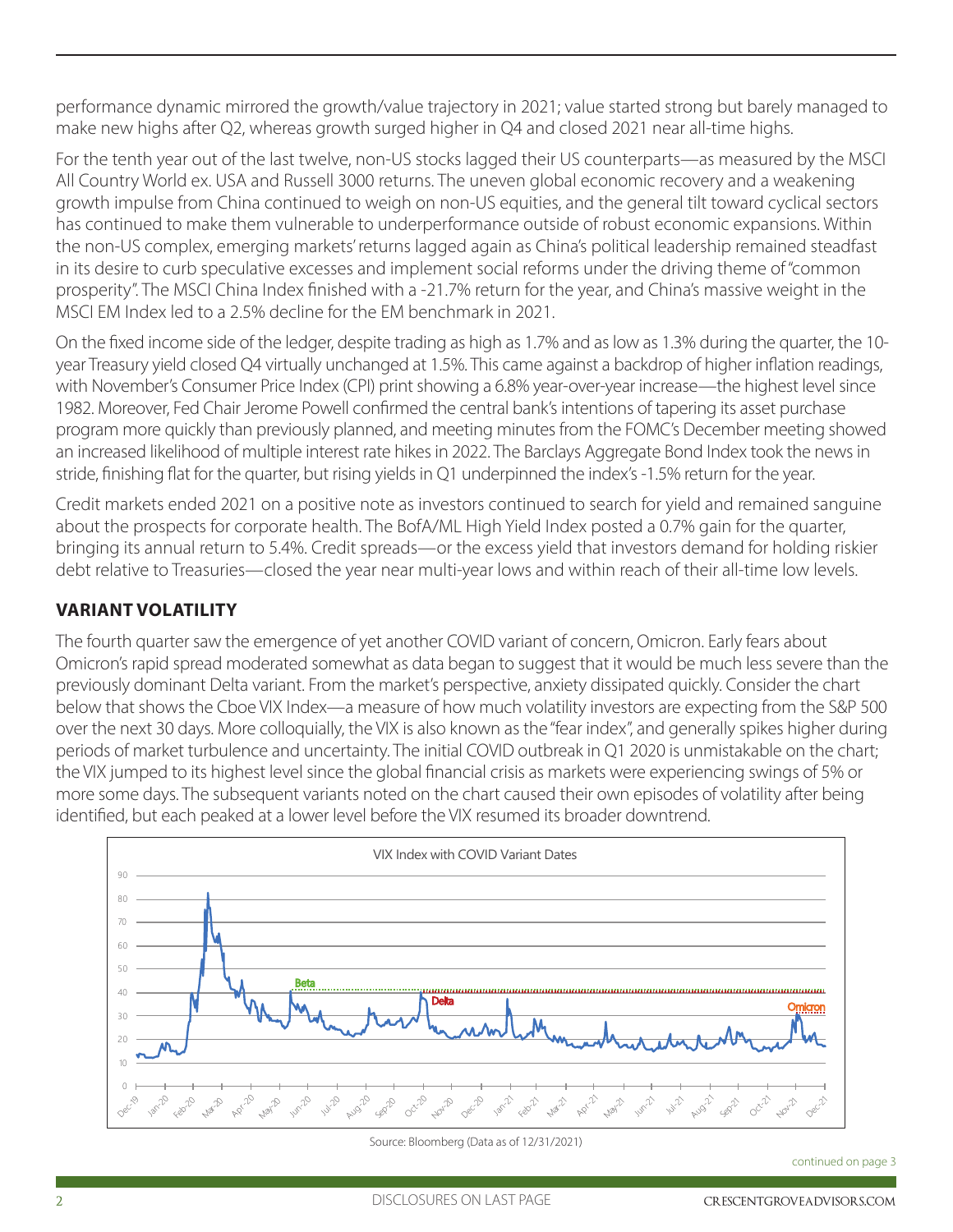performance dynamic mirrored the growth/value trajectory in 2021; value started strong but barely managed to make new highs after Q2, whereas growth surged higher in Q4 and closed 2021 near all-time highs.

For the tenth year out of the last twelve, non-US stocks lagged their US counterparts—as measured by the MSCI All Country World ex. USA and Russell 3000 returns. The uneven global economic recovery and a weakening growth impulse from China continued to weigh on non-US equities, and the general tilt toward cyclical sectors has continued to make them vulnerable to underperformance outside of robust economic expansions. Within the non-US complex, emerging markets' returns lagged again as China's political leadership remained steadfast in its desire to curb speculative excesses and implement social reforms under the driving theme of "common prosperity". The MSCI China Index finished with a -21.7% return for the year, and China's massive weight in the MSCI EM Index led to a 2.5% decline for the EM benchmark in 2021.

On the fixed income side of the ledger, despite trading as high as 1.7% and as low as 1.3% during the quarter, the 10-year Treasury yield closed Q4 virtually unchanged at 1.5%. This came against a backdrop of higher inflation readings, with November's Consumer Price Index (CPI) print showing a 6.8% year-over-year increase—the highest level since 1982. Moreover, Fed Chair Jerome Powell confirmed the central bank's intentions of tapering its asset purchase program more quickly than previously planned, and meeting minutes from the FOMC's December meeting showed an increased likelihood of multiple interest rate hikes in 2022. The Barclays Aggregate Bond Index took the news in stride, finishing flat for the quarter, but rising yields in Q1 underpinned the index's -1.5% return for the year.

Credit markets ended 2021 on a positive note as investors continued to search for yield and remained sanguine about the prospects for corporate health. The BofA/ML High Yield Index posted a 0.7% gain for the quarter, bringing its annual return to 5.4%. Credit spreads—or the excess yield that investors demand for holding riskier debt relative to Treasuries—closed the year near multi-year lows and within reach of their all-time low levels.

## VARIANT VOLATILITY

The fourth quarter saw the emergence of yet another COVID variant of concern, Omicron. Early fears about Omicron's rapid spread moderated somewhat as data began to suggest that it would be much less severe than the previously dominant Delta variant. From the market's perspective, anxiety dissipated quickly. Consider the chart below that shows the Cboe VIX Index—a measure of how much volatility investors are expecting from the S&P 500 over the next 30 days. More colloquially, the VIX is also known as the "fear index", and generally spikes higher during periods of market turbulence and uncertainty. The initial COVID outbreak in Q1 2020 is unmistakable on the chart; the VIX jumped to its highest level since the global financial crisis as markets were experiencing swings of 5% or more some days. The subsequent variants noted on the chart caused their own episodes of volatility after being identified, but each peaked at a lower level before the VIX resumed its broader downtrend.

VIX Index with COVID Variant Dates

Source: Bloomberg (Data as of 12/31/2021)

continued on page 3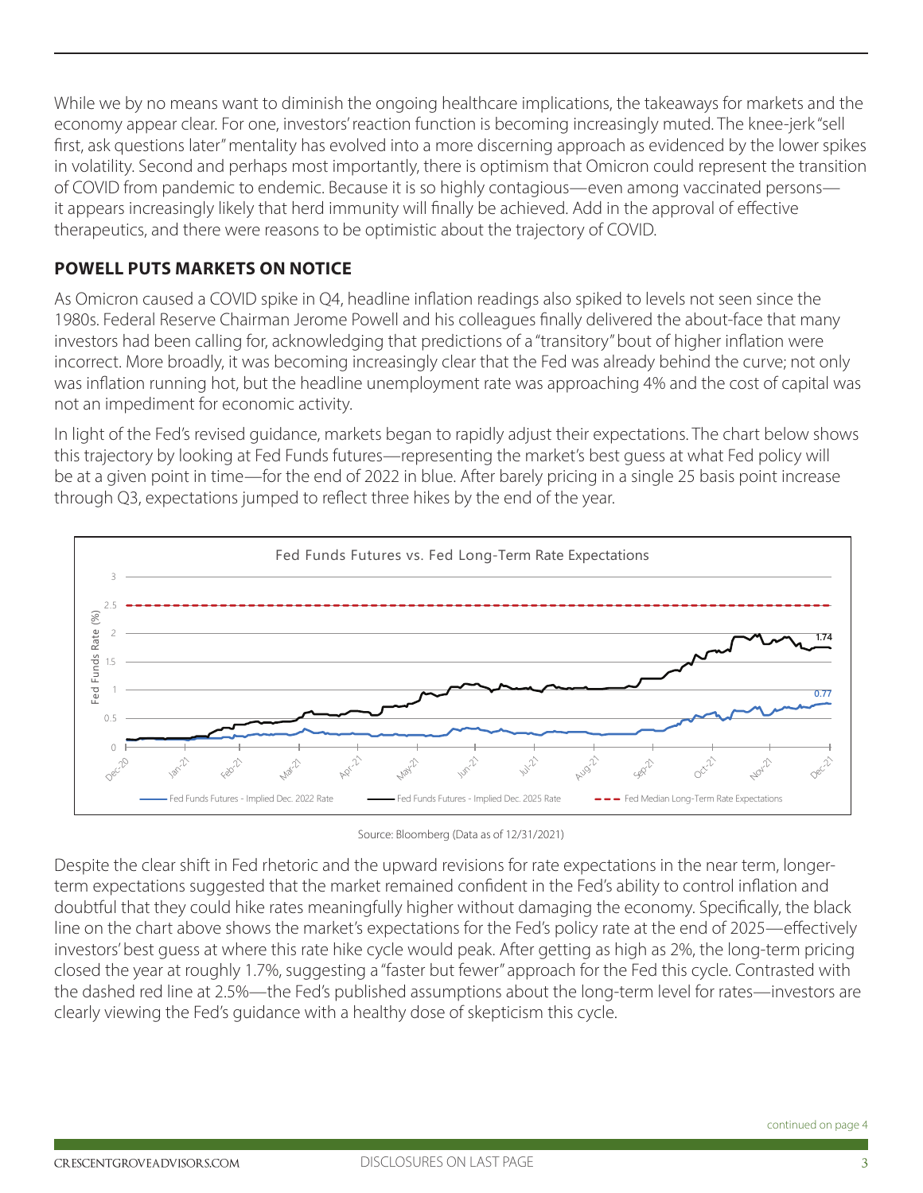While we by no means want to diminish the ongoing healthcare implications, the takeaways for markets and the economy appear clear. For one, investors' reaction function is becoming increasingly muted. The knee-jerk "sell first, ask questions later" mentality has evolved into a more discerning approach as evidenced by the lower spikes in volatility. Second and perhaps most importantly, there is optimism that Omicron could represent the transition of COVID from pandemic to endemic. Because it is so highly contagious—even among vaccinated persons—it appears increasingly likely that herd immunity will finally be achieved. Add in the approval of effective therapeutics, and there were reasons to be optimistic about the trajectory of COVID.

## POWELL PUTS MARKETS ON NOTICE

As Omicron caused a COVID spike in Q4, headline inflation readings also spiked to levels not seen since the 1980s. Federal Reserve Chairman Jerome Powell and his colleagues finally delivered the about-face that many investors had been calling for, acknowledging that predictions of a "transitory" bout of higher inflation were incorrect. More broadly, it was becoming increasingly clear that the Fed was already behind the curve; not only was inflation running hot, but the headline unemployment rate was approaching 4% and the cost of capital was not an impediment for economic activity.

In light of the Fed's revised guidance, markets began to rapidly adjust their expectations. The chart below shows this trajectory by looking at Fed Funds futures—representing the market's best guess at what Fed policy will be at a given point in time—for the end of 2022 in blue. After barely pricing in a single 25 basis point increase through Q3, expectations jumped to reflect three hikes by the end of the year.

Fed Funds Futures vs. Fed Long-Term Rate Expectations

Source: Bloomberg (Data as of 12/31/2021)

Despite the clear shift in Fed rhetoric and the upward revisions for rate expectations in the near term, longer-term expectations suggested that the market remained confident in the Fed's ability to control inflation and doubtful that they could hike rates meaningfully higher without damaging the economy. Specifically, the black line on the chart above shows the market's expectations for the Fed's policy rate at the end of 2025—effectively investors' best guess at where this rate hike cycle would peak. After getting as high as 2%, the long-term pricing closed the year at roughly 1.7%, suggesting a "faster but fewer" approach for the Fed this cycle. Contrasted with the dashed red line at 2.5%—the Fed's published assumptions about the long-term level for rates—investors are clearly viewing the Fed's guidance with a healthy dose of skepticism this cycle.

continued on page 4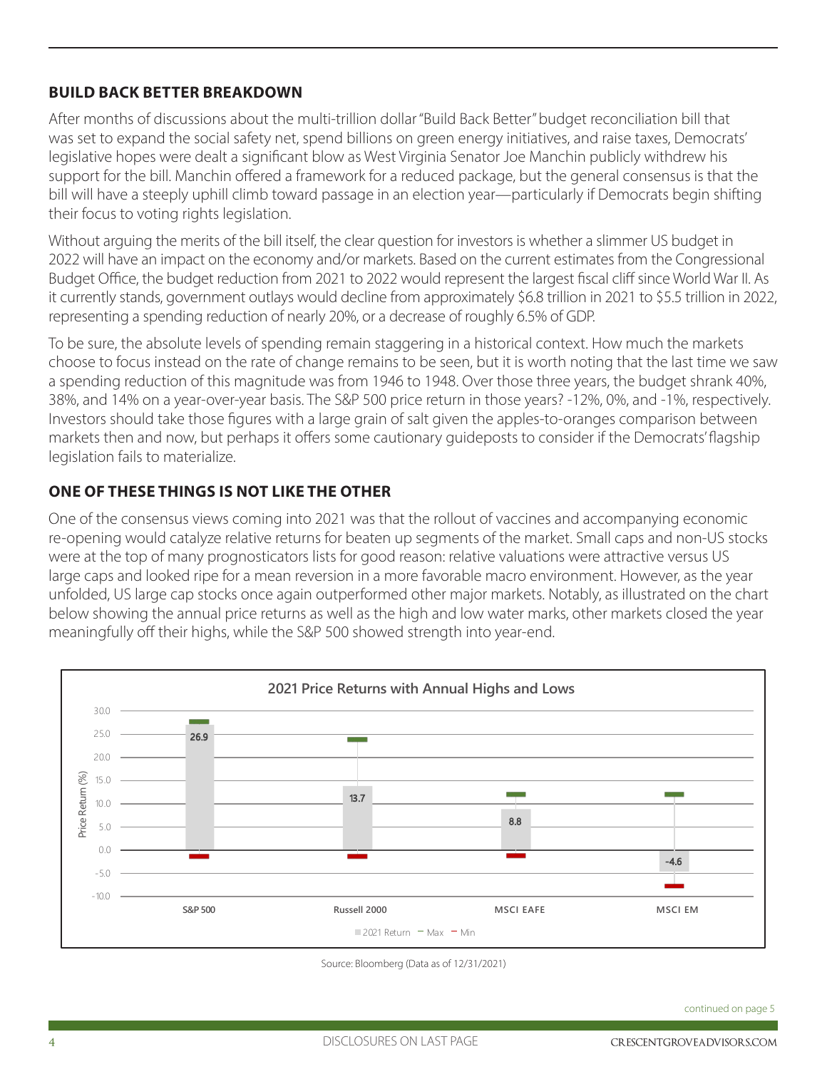## BUILD BACK BETTER BREAKDOWN

After months of discussions about the multi-trillion dollar "Build Back Better" budget reconciliation bill that was set to expand the social safety net, spend billions on green energy initiatives, and raise taxes, Democrats' legislative hopes were dealt a significant blow as West Virginia Senator Joe Manchin publicly withdrew his support for the bill. Manchin offered a framework for a reduced package, but the general consensus is that the bill will have a steeply uphill climb toward passage in an election year—particularly if Democrats begin shifting their focus to voting rights legislation.

Without arguing the merits of the bill itself, the clear question for investors is whether a slimmer US budget in 2022 will have an impact on the economy and/or markets. Based on the current estimates from the Congressional Budget Office, the budget reduction from 2021 to 2022 would represent the largest fiscal cliff since World War II. As it currently stands, government outlays would decline from approximately $6.8 trillion in 2021 to $5.5 trillion in 2022, representing a spending reduction of nearly 20%, or a decrease of roughly 6.5% of GDP.

To be sure, the absolute levels of spending remain staggering in a historical context. How much the markets choose to focus instead on the rate of change remains to be seen, but it is worth noting that the last time we saw a spending reduction of this magnitude was from 1946 to 1948. Over those three years, the budget shrank 40%, 38%, and 14% on a year-over-year basis. The S&P 500 price return in those years? -12%, 0%, and -1%, respectively. Investors should take those figures with a large grain of salt given the apples-to-oranges comparison between markets then and now, but perhaps it offers some cautionary guideposts to consider if the Democrats' flagship legislation fails to materialize.

## ONE OF THESE THINGS IS NOT LIKE THE OTHER

One of the consensus views coming into 2021 was that the rollout of vaccines and accompanying economic re-opening would catalyze relative returns for beaten up segments of the market. Small caps and non-US stocks were at the top of many prognosticators lists for good reason: relative valuations were attractive versus US large caps and looked ripe for a mean reversion in a more favorable macro environment. However, as the year unfolded, US large cap stocks once again outperformed other major markets. Notably, as illustrated on the chart below showing the annual price returns as well as the high and low water marks, other markets closed the year meaningfully off their highs, while the S&P 500 showed strength into year-end.

**2021 Price Returns with Annual Highs and Lows**

| Index | 2021 Return (%) |
|---|---|
| S&P 500 | 26.9 |
| Russell 2000 | 13.7 |
| MSCI EAFE | 8.8 |
| MSCI EM | -4.6 |

Legend: 2021 Return, Max, Min

Source: Bloomberg (Data as of 12/31/2021)

continued on page 5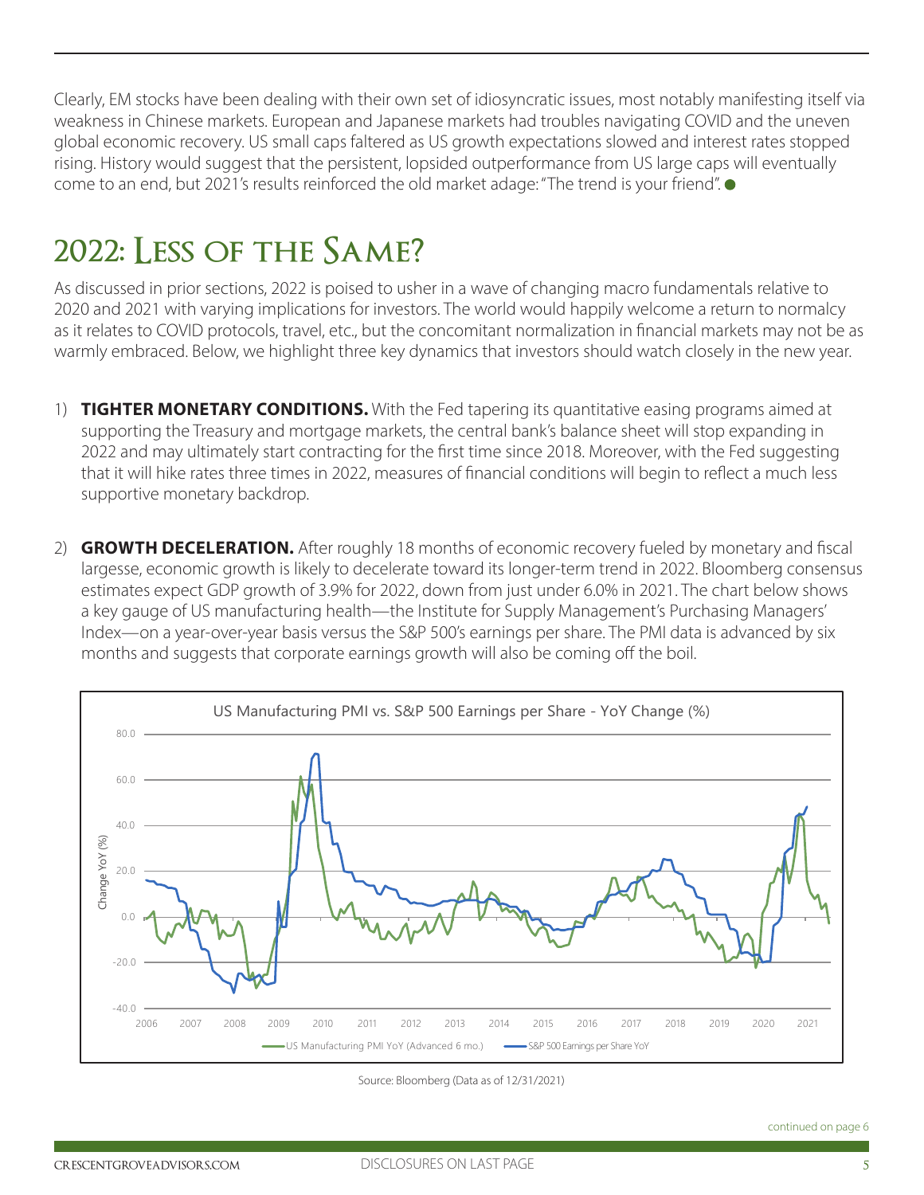Clearly, EM stocks have been dealing with their own set of idiosyncratic issues, most notably manifesting itself via weakness in Chinese markets. European and Japanese markets had troubles navigating COVID and the uneven global economic recovery. US small caps faltered as US growth expectations slowed and interest rates stopped rising. History would suggest that the persistent, lopsided outperformance from US large caps will eventually come to an end, but 2021's results reinforced the old market adage: "The trend is your friend". ●

## 2022: Less of the Same?

As discussed in prior sections, 2022 is poised to usher in a wave of changing macro fundamentals relative to 2020 and 2021 with varying implications for investors. The world would happily welcome a return to normalcy as it relates to COVID protocols, travel, etc., but the concomitant normalization in financial markets may not be as warmly embraced. Below, we highlight three key dynamics that investors should watch closely in the new year.

1) **TIGHTER MONETARY CONDITIONS.** With the Fed tapering its quantitative easing programs aimed at supporting the Treasury and mortgage markets, the central bank's balance sheet will stop expanding in 2022 and may ultimately start contracting for the first time since 2018. Moreover, with the Fed suggesting that it will hike rates three times in 2022, measures of financial conditions will begin to reflect a much less supportive monetary backdrop.

2) **GROWTH DECELERATION.** After roughly 18 months of economic recovery fueled by monetary and fiscal largesse, economic growth is likely to decelerate toward its longer-term trend in 2022. Bloomberg consensus estimates expect GDP growth of 3.9% for 2022, down from just under 6.0% in 2021. The chart below shows a key gauge of US manufacturing health—the Institute for Supply Management's Purchasing Managers' Index—on a year-over-year basis versus the S&P 500's earnings per share. The PMI data is advanced by six months and suggests that corporate earnings growth will also be coming off the boil.

US Manufacturing PMI vs. S&P 500 Earnings per Share - YoY Change (%)

Source: Bloomberg (Data as of 12/31/2021)

continued on page 6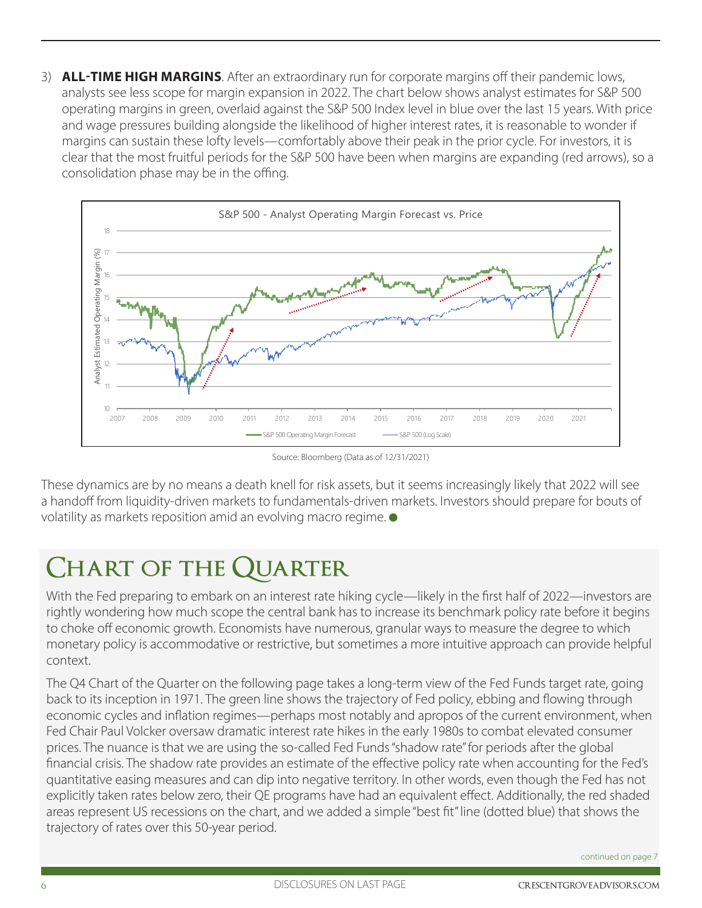3) **ALL-TIME HIGH MARGINS**. After an extraordinary run for corporate margins off their pandemic lows, analysts see less scope for margin expansion in 2022. The chart below shows analyst estimates for S&P 500 operating margins in green, overlaid against the S&P 500 Index level in blue over the last 15 years. With price and wage pressures building alongside the likelihood of higher interest rates, it is reasonable to wonder if margins can sustain these lofty levels—comfortably above their peak in the prior cycle. For investors, it is clear that the most fruitful periods for the S&P 500 have been when margins are expanding (red arrows), so a consolidation phase may be in the offing.

Source: Bloomberg (Data as of 12/31/2021)

These dynamics are by no means a death knell for risk assets, but it seems increasingly likely that 2022 will see a handoff from liquidity-driven markets to fundamentals-driven markets. Investors should prepare for bouts of volatility as markets reposition amid an evolving macro regime.

# Chart of the Quarter

With the Fed preparing to embark on an interest rate hiking cycle—likely in the first half of 2022—investors are rightly wondering how much scope the central bank has to increase its benchmark policy rate before it begins to choke off economic growth. Economists have numerous, granular ways to measure the degree to which monetary policy is accommodative or restrictive, but sometimes a more intuitive approach can provide helpful context.

The Q4 Chart of the Quarter on the following page takes a long-term view of the Fed Funds target rate, going back to its inception in 1971. The green line shows the trajectory of Fed policy, ebbing and flowing through economic cycles and inflation regimes—perhaps most notably and apropos of the current environment, when Fed Chair Paul Volcker oversaw dramatic interest rate hikes in the early 1980s to combat elevated consumer prices. The nuance is that we are using the so-called Fed Funds "shadow rate" for periods after the global financial crisis. The shadow rate provides an estimate of the effective policy rate when accounting for the Fed's quantitative easing measures and can dip into negative territory. In other words, even though the Fed has not explicitly taken rates below zero, their QE programs have had an equivalent effect. Additionally, the red shaded areas represent US recessions on the chart, and we added a simple "best fit" line (dotted blue) that shows the trajectory of rates over this 50-year period.

continued on page 7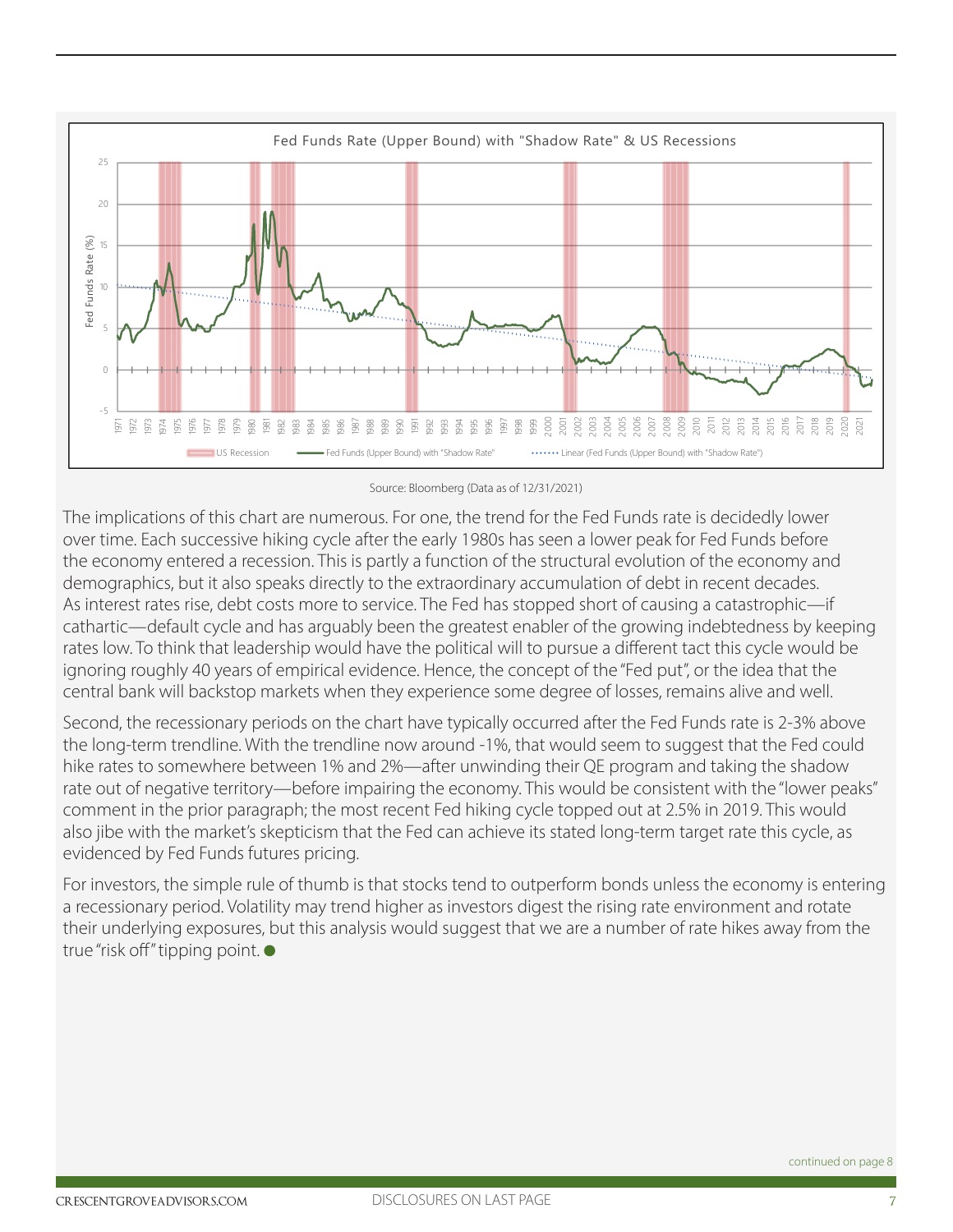Fed Funds Rate (Upper Bound) with "Shadow Rate" & US Recessions

Source: Bloomberg (Data as of 12/31/2021)

The implications of this chart are numerous. For one, the trend for the Fed Funds rate is decidedly lower over time. Each successive hiking cycle after the early 1980s has seen a lower peak for Fed Funds before the economy entered a recession. This is partly a function of the structural evolution of the economy and demographics, but it also speaks directly to the extraordinary accumulation of debt in recent decades. As interest rates rise, debt costs more to service. The Fed has stopped short of causing a catastrophic—if cathartic—default cycle and has arguably been the greatest enabler of the growing indebtedness by keeping rates low. To think that leadership would have the political will to pursue a different tact this cycle would be ignoring roughly 40 years of empirical evidence. Hence, the concept of the "Fed put", or the idea that the central bank will backstop markets when they experience some degree of losses, remains alive and well.

Second, the recessionary periods on the chart have typically occurred after the Fed Funds rate is 2-3% above the long-term trendline. With the trendline now around -1%, that would seem to suggest that the Fed could hike rates to somewhere between 1% and 2%—after unwinding their QE program and taking the shadow rate out of negative territory—before impairing the economy. This would be consistent with the "lower peaks" comment in the prior paragraph; the most recent Fed hiking cycle topped out at 2.5% in 2019. This would also jibe with the market's skepticism that the Fed can achieve its stated long-term target rate this cycle, as evidenced by Fed Funds futures pricing.

For investors, the simple rule of thumb is that stocks tend to outperform bonds unless the economy is entering a recessionary period. Volatility may trend higher as investors digest the rising rate environment and rotate their underlying exposures, but this analysis would suggest that we are a number of rate hikes away from the true "risk off" tipping point. ●

continued on page 8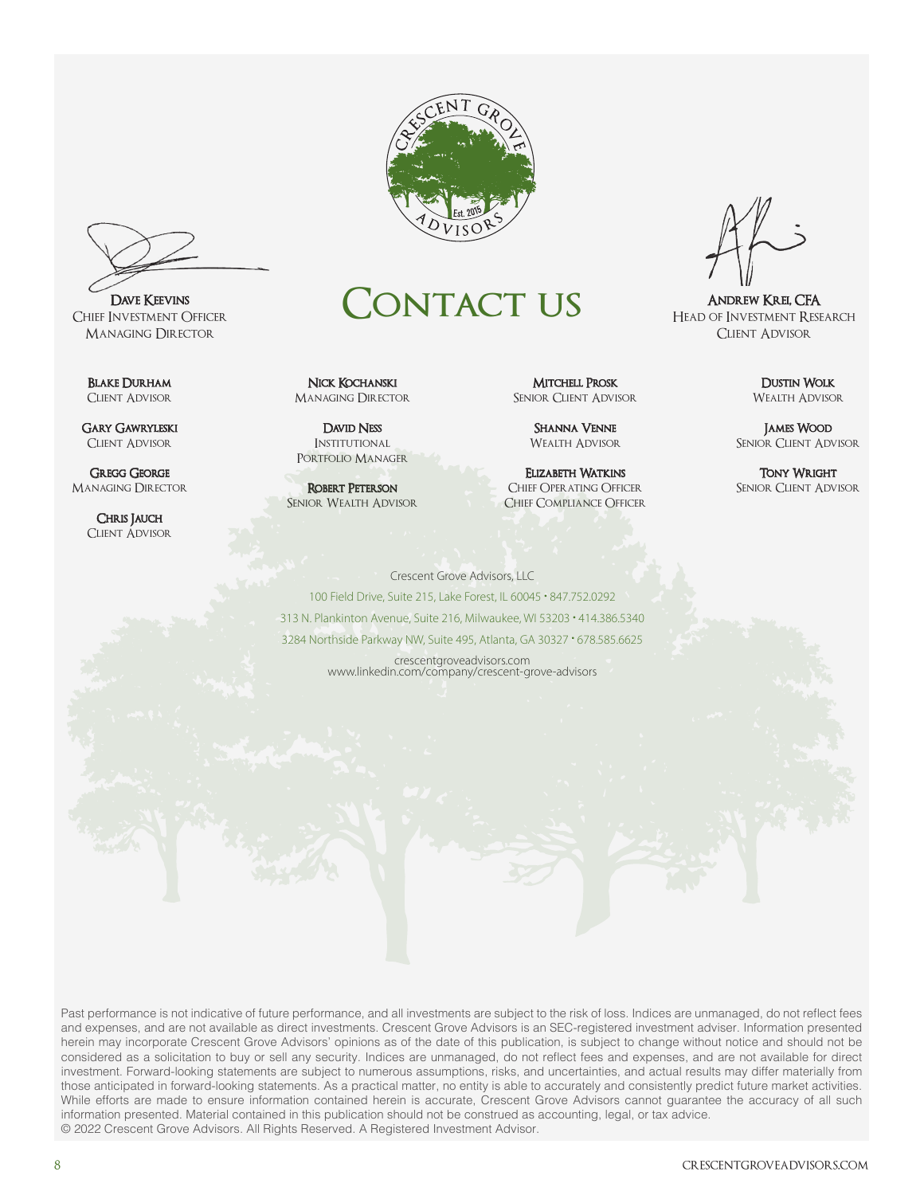# Contact us

**Dave Keevins**
Chief Investment Officer
Managing Director

**Andrew Krei, CFA**
Head of Investment Research
Client Advisor

**Blake Durham**
Client Advisor

**Gary Gawryleski**
Client Advisor

**Gregg George**
Managing Director

**Chris Jauch**
Client Advisor

**Nick Kochanski**
Managing Director

**David Ness**
Institutional Portfolio Manager

**Robert Peterson**
Senior Wealth Advisor

**Mitchell Prosk**
Senior Client Advisor

**Shanna Venne**
Wealth Advisor

**Elizabeth Watkins**
Chief Operating Officer
Chief Compliance Officer

**Dustin Wolk**
Wealth Advisor

**James Wood**
Senior Client Advisor

**Tony Wright**
Senior Client Advisor

Crescent Grove Advisors, LLC

100 Field Drive, Suite 215, Lake Forest, IL 60045 • 847.752.0292

313 N. Plankinton Avenue, Suite 216, Milwaukee, WI 53203 • 414.386.5340

3284 Northside Parkway NW, Suite 495, Atlanta, GA 30327 • 678.585.6625

crescentgroveadvisors.com
www.linkedin.com/company/crescent-grove-advisors

Past performance is not indicative of future performance, and all investments are subject to the risk of loss. Indices are unmanaged, do not reflect fees and expenses, and are not available as direct investments. Crescent Grove Advisors is an SEC-registered investment adviser. Information presented herein may incorporate Crescent Grove Advisors' opinions as of the date of this publication, is subject to change without notice and should not be considered as a solicitation to buy or sell any security. Indices are unmanaged, do not reflect fees and expenses, and are not available for direct investment. Forward-looking statements are subject to numerous assumptions, risks, and uncertainties, and actual results may differ materially from those anticipated in forward-looking statements. As a practical matter, no entity is able to accurately and consistently predict future market activities. While efforts are made to ensure information contained herein is accurate, Crescent Grove Advisors cannot guarantee the accuracy of all such information presented. Material contained in this publication should not be construed as accounting, legal, or tax advice.
© 2022 Crescent Grove Advisors. All Rights Reserved. A Registered Investment Advisor.